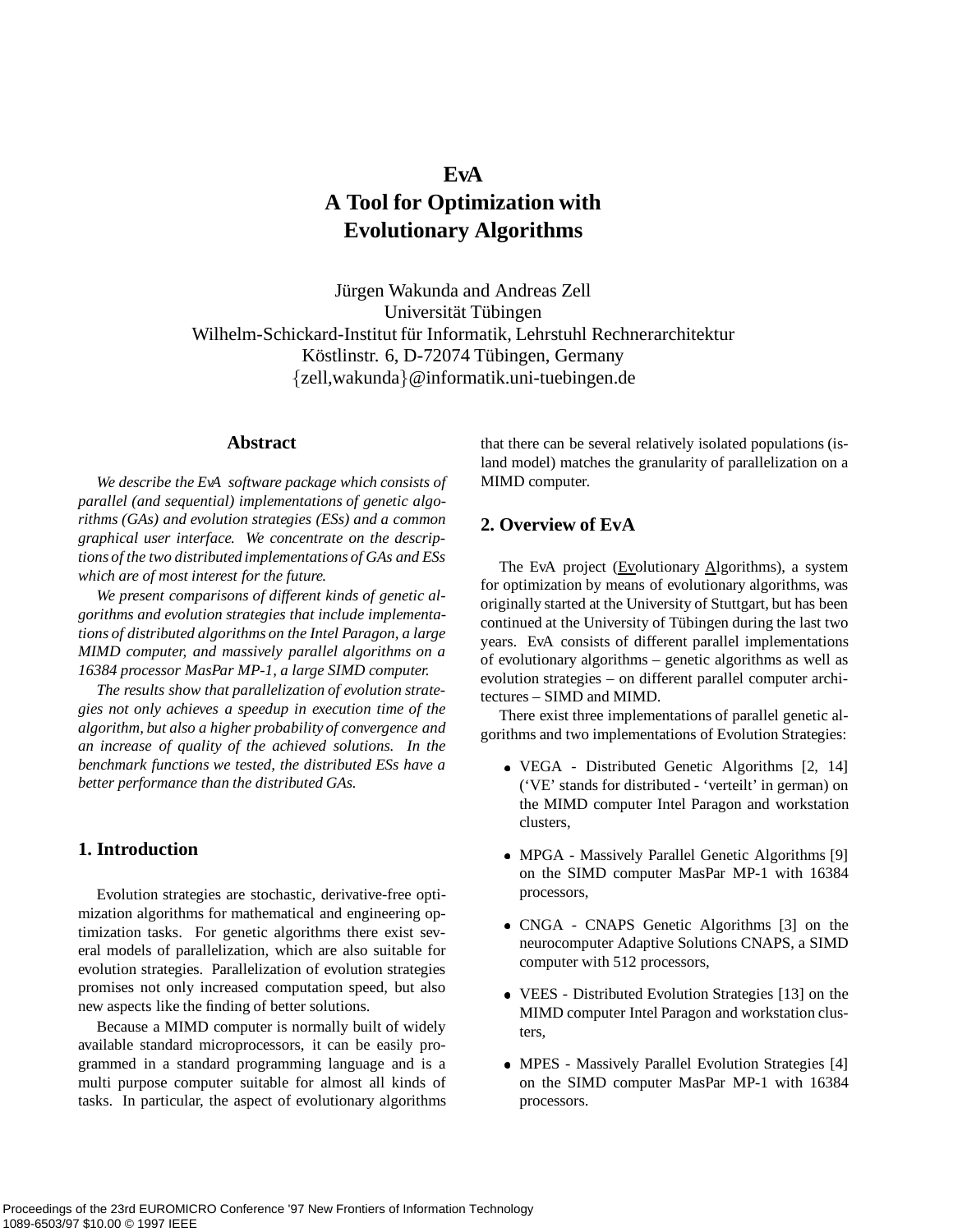# EvA
# A Tool for Optimization with Evolutionary Algorithms

Jürgen Wakunda and Andreas Zell
Universität Tübingen
Wilhelm-Schickard-Institut für Informatik, Lehrstuhl Rechnerarchitektur
Köstlinstr. 6, D-72074 Tübingen, Germany
{zell,wakunda}@informatik.uni-tuebingen.de

## Abstract

*We describe the EvA software package which consists of parallel (and sequential) implementations of genetic algorithms (GAs) and evolution strategies (ESs) and a common graphical user interface. We concentrate on the descriptions of the two distributed implementations of GAs and ESs which are of most interest for the future.*

*We present comparisons of different kinds of genetic algorithms and evolution strategies that include implementations of distributed algorithms on the Intel Paragon, a large MIMD computer, and massively parallel algorithms on a 16384 processor MasPar MP-1, a large SIMD computer.*

*The results show that parallelization of evolution strategies not only achieves a speedup in execution time of the algorithm, but also a higher probability of convergence and an increase of quality of the achieved solutions. In the benchmark functions we tested, the distributed ESs have a better performance than the distributed GAs.*

## 1. Introduction

Evolution strategies are stochastic, derivative-free optimization algorithms for mathematical and engineering optimization tasks. For genetic algorithms there exist several models of parallelization, which are also suitable for evolution strategies. Parallelization of evolution strategies promises not only increased computation speed, but also new aspects like the finding of better solutions.

Because a MIMD computer is normally built of widely available standard microprocessors, it can be easily programmed in a standard programming language and is a multi purpose computer suitable for almost all kinds of tasks. In particular, the aspect of evolutionary algorithms that there can be several relatively isolated populations (island model) matches the granularity of parallelization on a MIMD computer.

## 2. Overview of EvA

The EvA project (Evolutionary Algorithms), a system for optimization by means of evolutionary algorithms, was originally started at the University of Stuttgart, but has been continued at the University of Tübingen during the last two years. EvA consists of different parallel implementations of evolutionary algorithms – genetic algorithms as well as evolution strategies – on different parallel computer architectures – SIMD and MIMD.

There exist three implementations of parallel genetic algorithms and two implementations of Evolution Strategies:

- VEGA - Distributed Genetic Algorithms [2, 14] ('VE' stands for distributed - 'verteilt' in german) on the MIMD computer Intel Paragon and workstation clusters,
- MPGA - Massively Parallel Genetic Algorithms [9] on the SIMD computer MasPar MP-1 with 16384 processors,
- CNGA - CNAPS Genetic Algorithms [3] on the neurocomputer Adaptive Solutions CNAPS, a SIMD computer with 512 processors,
- VEES - Distributed Evolution Strategies [13] on the MIMD computer Intel Paragon and workstation clusters,
- MPES - Massively Parallel Evolution Strategies [4] on the SIMD computer MasPar MP-1 with 16384 processors.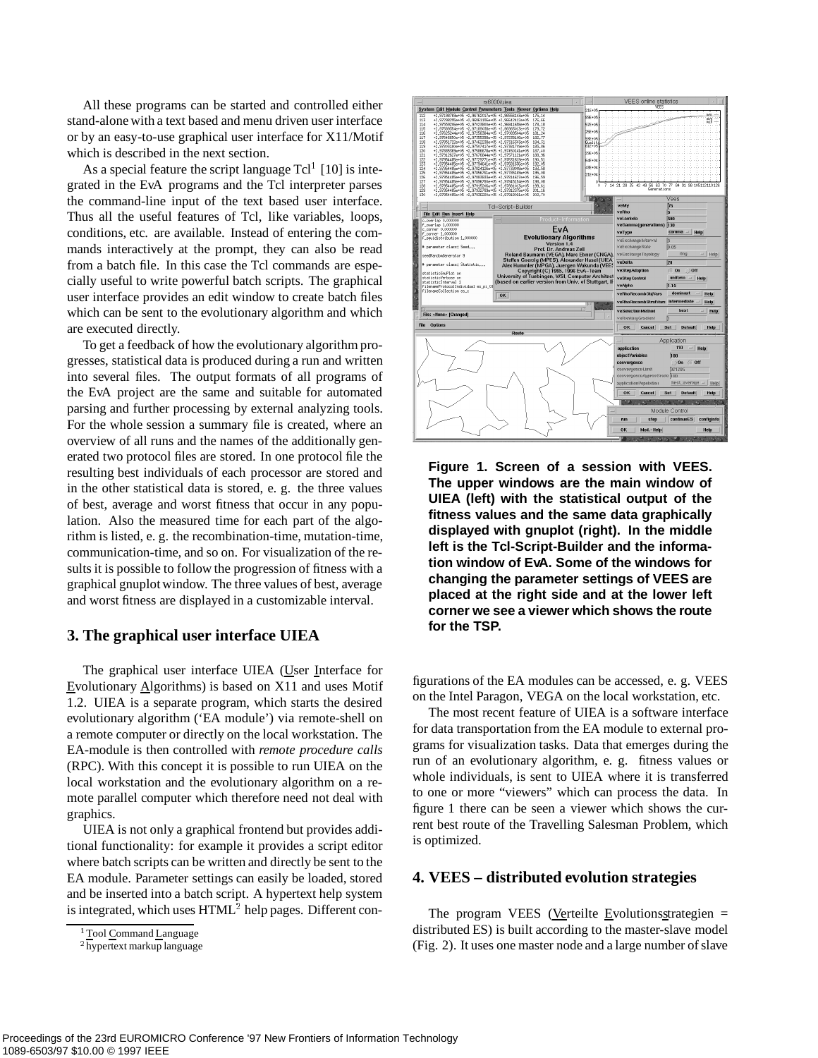All these programs can be started and controlled either stand-alone with a text based and menu driven user interface or by an easy-to-use graphical user interface for X11/Motif which is described in the next section.

As a special feature the script language Tcl[1] [10] is integrated in the EvA programs and the Tcl interpreter parses the command-line input of the text based user interface. Thus all the useful features of Tcl, like variables, loops, conditions, etc. are available. Instead of entering the commands interactively at the prompt, they can also be read from a batch file. In this case the Tcl commands are especially useful to write powerful batch scripts. The graphical user interface provides an edit window to create batch files which can be sent to the evolutionary algorithm and which are executed directly.

To get a feedback of how the evolutionary algorithm progresses, statistical data is produced during a run and written into several files. The output formats of all programs of the EvA project are the same and suitable for automated parsing and further processing by external analyzing tools. For the whole session a summary file is created, where an overview of all runs and the names of the additionally generated two protocol files are stored. In one protocol file the resulting best individuals of each processor are stored and in the other statistical data is stored, e. g. the three values of best, average and worst fitness that occur in any population. Also the measured time for each part of the algorithm is listed, e. g. the recombination-time, mutation-time, communication-time, and so on. For visualization of the results it is possible to follow the progression of fitness with a graphical gnuplot window. The three values of best, average and worst fitness are displayed in a customizable interval.

## 3. The graphical user interface UIEA

The graphical user interface UIEA (User Interface for Evolutionary Algorithms) is based on X11 and uses Motif 1.2. UIEA is a separate program, which starts the desired evolutionary algorithm ('EA module') via remote-shell on a remote computer or directly on the local workstation. The EA-module is then controlled with *remote procedure calls* (RPC). With this concept it is possible to run UIEA on the local workstation and the evolutionary algorithm on a remote parallel computer which therefore need not deal with graphics.

UIEA is not only a graphical frontend but provides additional functionality: for example it provides a script editor where batch scripts can be written and directly be sent to the EA module. Parameter settings can easily be loaded, stored and be inserted into a batch script. A hypertext help system is integrated, which uses HTML[2] help pages. Different configurations of the EA modules can be accessed, e. g. VEES on the Intel Paragon, VEGA on the local workstation, etc.

**Figure 1. Screen of a session with VEES. The upper windows are the main window of UIEA (left) with the statistical output of the fitness values and the same data graphically displayed with gnuplot (right). In the middle left is the Tcl-Script-Builder and the information window of EvA. Some of the windows for changing the parameter settings of VEES are placed at the right side and at the lower left corner we see a viewer which shows the route for the TSP.**

The most recent feature of UIEA is a software interface for data transportation from the EA module to external programs for visualization tasks. Data that emerges during the run of an evolutionary algorithm, e. g. fitness values or whole individuals, is sent to UIEA where it is transferred to one or more "viewers" which can process the data. In figure 1 there can be seen a viewer which shows the current best route of the Travelling Salesman Problem, which is optimized.

## 4. VEES – distributed evolution strategies

The program VEES (Verteilte Evolutionsstrategien = distributed ES) is built according to the master-slave model (Fig. 2). It uses one master node and a large number of slave

[1] Tool Command Language

[2] hypertext markup language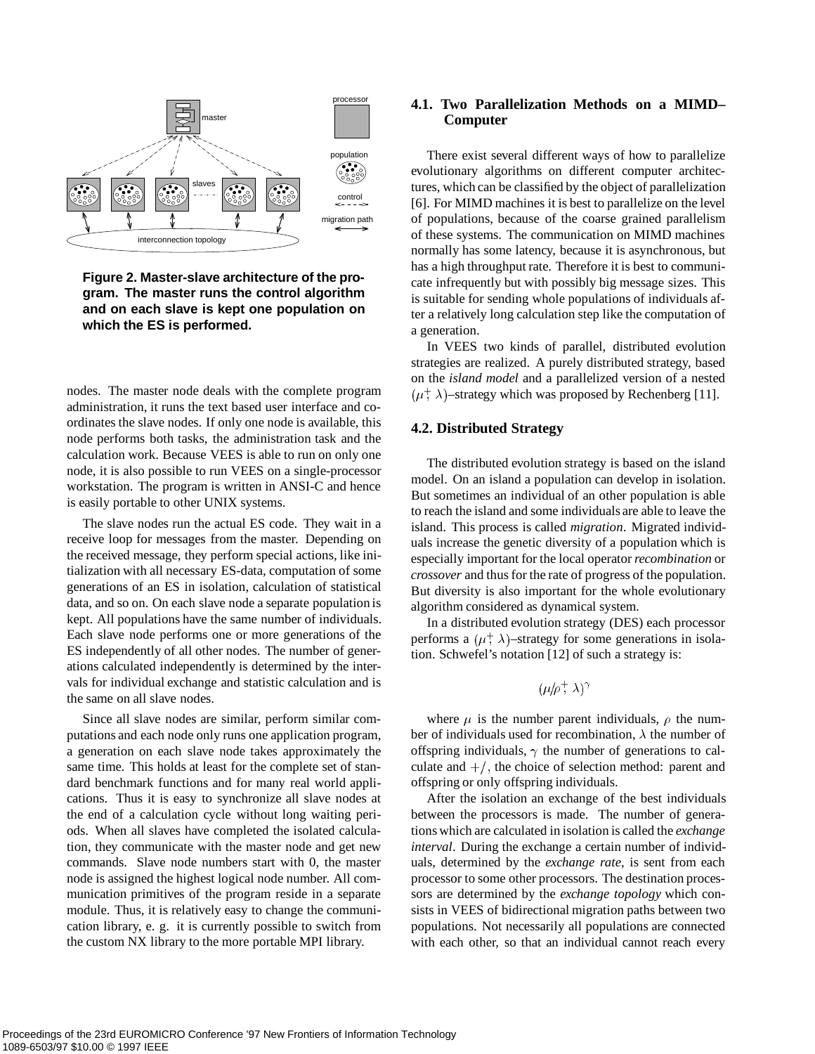processor

master

population

slaves

control

migration path

interconnection topology

**Figure 2. Master-slave architecture of the program. The master runs the control algorithm and on each slave is kept one population on which the ES is performed.**

nodes. The master node deals with the complete program administration, it runs the text based user interface and coordinates the slave nodes. If only one node is available, this node performs both tasks, the administration task and the calculation work. Because VEES is able to run on only one node, it is also possible to run VEES on a single-processor workstation. The program is written in ANSI-C and hence is easily portable to other UNIX systems.

The slave nodes run the actual ES code. They wait in a receive loop for messages from the master. Depending on the received message, they perform special actions, like initialization with all necessary ES-data, computation of some generations of an ES in isolation, calculation of statistical data, and so on. On each slave node a separate population is kept. All populations have the same number of individuals. Each slave node performs one or more generations of the ES independently of all other nodes. The number of generations calculated independently is determined by the intervals for individual exchange and statistic calculation and is the same on all slave nodes.

Since all slave nodes are similar, perform similar computations and each node only runs one application program, a generation on each slave node takes approximately the same time. This holds at least for the complete set of standard benchmark functions and for many real world applications. Thus it is easy to synchronize all slave nodes at the end of a calculation cycle without long waiting periods. When all slaves have completed the isolated calculation, they communicate with the master node and get new commands. Slave node numbers start with 0, the master node is assigned the highest logical node number. All communication primitives of the program reside in a separate module. Thus, it is relatively easy to change the communication library, e. g. it is currently possible to switch from the custom NX library to the more portable MPI library.

### 4.1. Two Parallelization Methods on a MIMD–Computer

There exist several different ways of how to parallelize evolutionary algorithms on different computer architectures, which can be classified by the object of parallelization [6]. For MIMD machines it is best to parallelize on the level of populations, because of the coarse grained parallelism of these systems. The communication on MIMD machines normally has some latency, because it is asynchronous, but has a high throughput rate. Therefore it is best to communicate infrequently but with possibly big message sizes. This is suitable for sending whole populations of individuals after a relatively long calculation step like the computation of a generation.

In VEES two kinds of parallel, distributed evolution strategies are realized. A purely distributed strategy, based on the *island model* and a parallelized version of a nested $(\mu \overset{+}{,} \lambda)$–strategy which was proposed by Rechenberg [11].

### 4.2. Distributed Strategy

The distributed evolution strategy is based on the island model. On an island a population can develop in isolation. But sometimes an individual of an other population is able to reach the island and some individuals are able to leave the island. This process is called *migration*. Migrated individuals increase the genetic diversity of a population which is especially important for the local operator *recombination* or *crossover* and thus for the rate of progress of the population. But diversity is also important for the whole evolutionary algorithm considered as dynamical system.

In a distributed evolution strategy (DES) each processor performs a $(\mu \overset{+}{,} \lambda)$–strategy for some generations in isolation. Schwefel's notation [12] of such a strategy is:

$$(\mu/\rho \overset{+}{,} \lambda)^{\gamma}$$

where $\mu$ is the number parent individuals, $\rho$ the number of individuals used for recombination, $\lambda$ the number of offspring individuals, $\gamma$ the number of generations to calculate and $+/,$ the choice of selection method: parent and offspring or only offspring individuals.

After the isolation an exchange of the best individuals between the processors is made. The number of generations which are calculated in isolation is called the *exchange interval*. During the exchange a certain number of individuals, determined by the *exchange rate*, is sent from each processor to some other processors. The destination processors are determined by the *exchange topology* which consists in VEES of bidirectional migration paths between two populations. Not necessarily all populations are connected with each other, so that an individual cannot reach every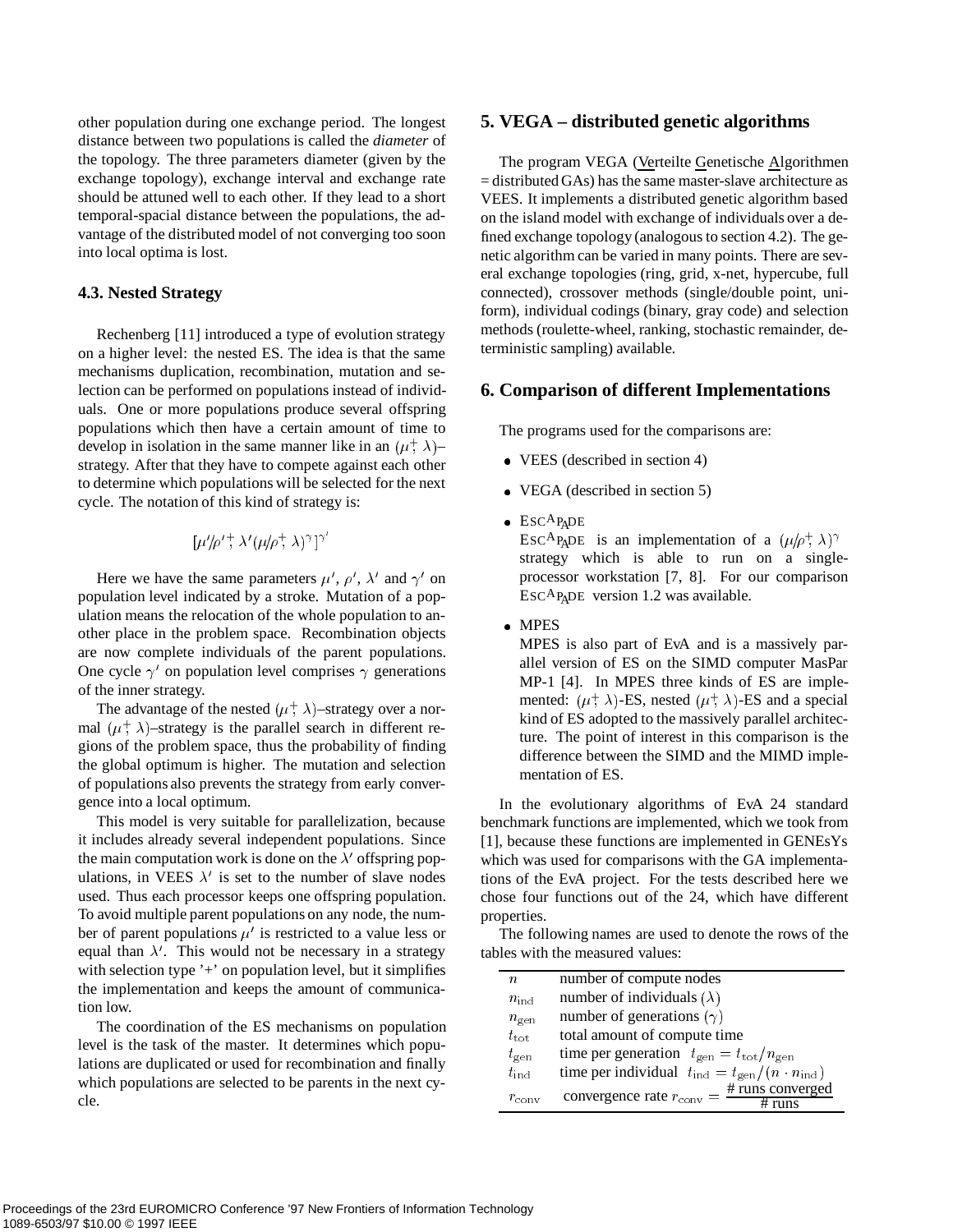other population during one exchange period. The longest distance between two populations is called the *diameter* of the topology. The three parameters diameter (given by the exchange topology), exchange interval and exchange rate should be attuned well to each other. If they lead to a short temporal-spacial distance between the populations, the advantage of the distributed model of not converging too soon into local optima is lost.

### 4.3. Nested Strategy

Rechenberg [11] introduced a type of evolution strategy on a higher level: the nested ES. The idea is that the same mechanisms duplication, recombination, mutation and selection can be performed on populations instead of individuals. One or more populations produce several offspring populations which then have a certain amount of time to develop in isolation in the same manner like in an $(\mu \overset{+}{,} \lambda)$–strategy. After that they have to compete against each other to determine which populations will be selected for the next cycle. The notation of this kind of strategy is:

$$[\mu'/\rho' \overset{+}{,} \lambda'(\mu/\rho \overset{+}{,} \lambda)^{\gamma}]^{\gamma'}$$

Here we have the same parameters $\mu'$, $\rho'$, $\lambda'$ and $\gamma'$ on population level indicated by a stroke. Mutation of a population means the relocation of the whole population to another place in the problem space. Recombination objects are now complete individuals of the parent populations. One cycle $\gamma'$ on population level comprises $\gamma$ generations of the inner strategy.

The advantage of the nested $(\mu \overset{+}{,} \lambda)$–strategy over a normal $(\mu \overset{+}{,} \lambda)$–strategy is the parallel search in different regions of the problem space, thus the probability of finding the global optimum is higher. The mutation and selection of populations also prevents the strategy from early convergence into a local optimum.

This model is very suitable for parallelization, because it includes already several independent populations. Since the main computation work is done on the $\lambda'$ offspring populations, in VEES $\lambda'$ is set to the number of slave nodes used. Thus each processor keeps one offspring population. To avoid multiple parent populations on any node, the number of parent populations $\mu'$ is restricted to a value less or equal than $\lambda'$. This would not be necessary in a strategy with selection type '+' on population level, but it simplifies the implementation and keeps the amount of communication low.

The coordination of the ES mechanisms on population level is the task of the master. It determines which populations are duplicated or used for recombination and finally which populations are selected to be parents in the next cycle.

## 5. VEGA – distributed genetic algorithms

The program VEGA (Verteilte Genetische Algorithmen = distributed GAs) has the same master-slave architecture as VEES. It implements a distributed genetic algorithm based on the island model with exchange of individuals over a defined exchange topology (analogous to section 4.2). The genetic algorithm can be varied in many points. There are several exchange topologies (ring, grid, x-net, hypercube, full connected), crossover methods (single/double point, uniform), individual codings (binary, gray code) and selection methods (roulette-wheel, ranking, stochastic remainder, deterministic sampling) available.

## 6. Comparison of different Implementations

The programs used for the comparisons are:

- VEES (described in section 4)
- VEGA (described in section 5)
- ESCAPADE
  ESCAPADE is an implementation of a $(\mu/\rho \overset{+}{,} \lambda)^{\gamma}$ strategy which is able to run on a single-processor workstation [7, 8]. For our comparison ESCAPADE version 1.2 was available.
- MPES
  MPES is also part of EvA and is a massively parallel version of ES on the SIMD computer MasPar MP-1 [4]. In MPES three kinds of ES are implemented: $(\mu \overset{+}{,} \lambda)$-ES, nested $(\mu \overset{+}{,} \lambda)$-ES and a special kind of ES adopted to the massively parallel architecture. The point of interest in this comparison is the difference between the SIMD and the MIMD implementation of ES.

In the evolutionary algorithms of EvA 24 standard benchmark functions are implemented, which we took from [1], because these functions are implemented in GENEsYs which was used for comparisons with the GA implementations of the EvA project. For the tests described here we chose four functions out of the 24, which have different properties.

The following names are used to denote the rows of the tables with the measured values:

| | |
|---|---|
| $n$ | number of compute nodes |
| $n_{\text{ind}}$ | number of individuals $(\lambda)$ |
| $n_{\text{gen}}$ | number of generations $(\gamma)$ |
| $t_{\text{tot}}$ | total amount of compute time |
| $t_{\text{gen}}$ | time per generation $t_{\text{gen}} = t_{\text{tot}}/n_{\text{gen}}$ |
| $t_{\text{ind}}$ | time per individual $t_{\text{ind}} = t_{\text{gen}}/(n \cdot n_{\text{ind}})$ |
| $r_{\text{conv}}$ | convergence rate $r_{\text{conv}} = \frac{\text{\# runs converged}}{\text{\# runs}}$ |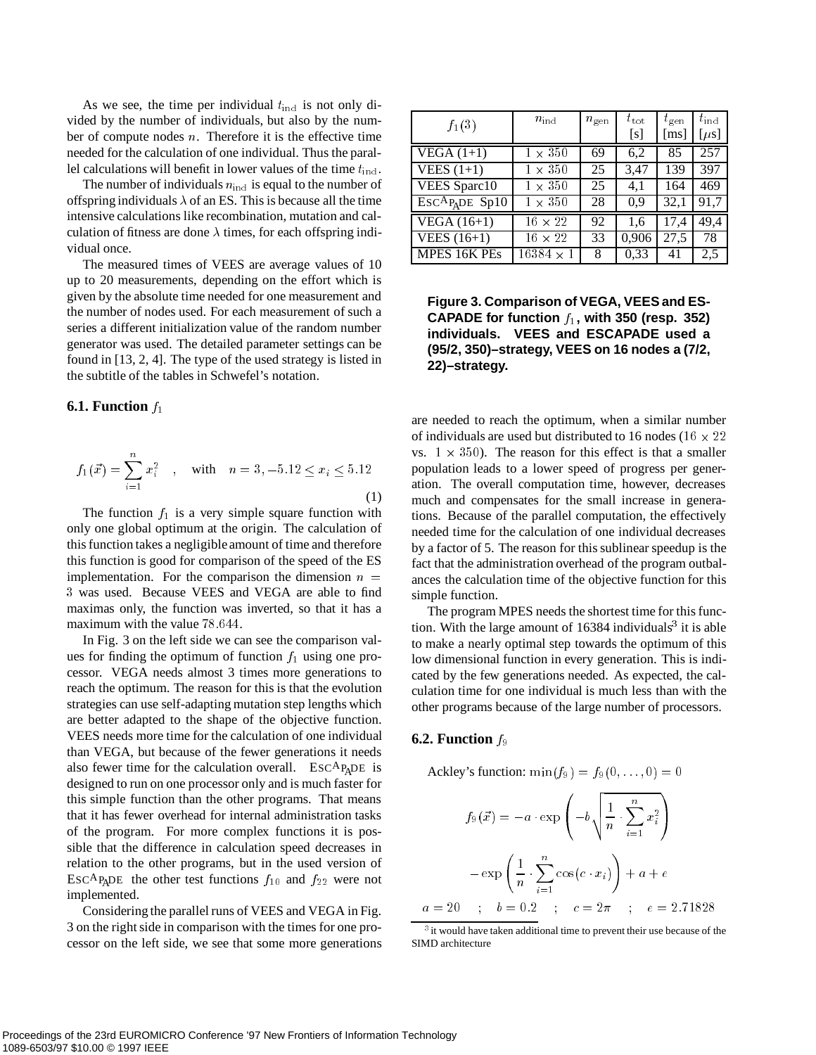As we see, the time per individual $t_{\text{ind}}$ is not only divided by the number of individuals, but also by the number of compute nodes $n$. Therefore it is the effective time needed for the calculation of one individual. Thus the parallel calculations will benefit in lower values of the time $t_{\text{ind}}$.

The number of individuals $n_{\text{ind}}$ is equal to the number of offspring individuals $\lambda$ of an ES. This is because all the time intensive calculations like recombination, mutation and calculation of fitness are done $\lambda$ times, for each offspring individual once.

The measured times of VEES are average values of 10 up to 20 measurements, depending on the effort which is given by the absolute time needed for one measurement and the number of nodes used. For each measurement of such a series a different initialization value of the random number generator was used. The detailed parameter settings can be found in [13, 2, 4]. The type of the used strategy is listed in the subtitle of the tables in Schwefel's notation.

### 6.1. Function $f_1$

$$f_1(\vec{x}) = \sum_{i=1}^{n} x_i^2 \quad , \quad \text{with} \quad n = 3, -5.12 \leq x_i \leq 5.12 \tag{1}$$

The function $f_1$ is a very simple square function with only one global optimum at the origin. The calculation of this function takes a negligible amount of time and therefore this function is good for comparison of the speed of the ES implementation. For the comparison the dimension $n = 3$ was used. Because VEES and VEGA are able to find maximas only, the function was inverted, so that it has a maximum with the value $78.644$.

In Fig. 3 on the left side we can see the comparison values for finding the optimum of function $f_1$ using one processor. VEGA needs almost 3 times more generations to reach the optimum. The reason for this is that the evolution strategies can use self-adapting mutation step lengths which are better adapted to the shape of the objective function. VEES needs more time for the calculation of one individual than VEGA, but because of the fewer generations it needs also fewer time for the calculation overall. ESCAPADE is designed to run on one processor only and is much faster for this simple function than the other programs. That means that it has fewer overhead for internal administration tasks of the program. For more complex functions it is possible that the difference in calculation speed decreases in relation to the other programs, but in the used version of ESCAPADE the other test functions $f_{10}$ and $f_{22}$ were not implemented.

Considering the parallel runs of VEES and VEGA in Fig. 3 on the right side in comparison with the times for one processor on the left side, we see that some more generations are needed to reach the optimum, when a similar number of individuals are used but distributed to 16 nodes ($16 \times 22$ vs. $1 \times 350$). The reason for this effect is that a smaller population leads to a lower speed of progress per generation. The overall computation time, however, decreases much and compensates for the small increase in generations. Because of the parallel computation, the effectively needed time for the calculation of one individual decreases by a factor of 5. The reason for this sublinear speedup is the fact that the administration overhead of the program outbalances the calculation time of the objective function for this simple function.

The program MPES needs the shortest time for this function. With the large amount of 16384 individuals[3] it is able to make a nearly optimal step towards the optimum of this low dimensional function in every generation. This is indicated by the few generations needed. As expected, the calculation time for one individual is much less than with the other programs because of the large number of processors.

| $f_1(3)$ | $n_{\text{ind}}$ | $n_{\text{gen}}$ | $t_{\text{tot}}$ [s] | $t_{\text{gen}}$ [ms] | $t_{\text{ind}}$ [$\mu$s] |
|---|---|---|---|---|---|
| VEGA (1+1) | $1 \times 350$ | 69 | 6,2 | 85 | 257 |
| VEES (1+1) | $1 \times 350$ | 25 | 3,47 | 139 | 397 |
| VEES Sparc10 | $1 \times 350$ | 25 | 4,1 | 164 | 469 |
| ESCAPADE Sp10 | $1 \times 350$ | 28 | 0,9 | 32,1 | 91,7 |
| VEGA (16+1) | $16 \times 22$ | 92 | 1,6 | 17,4 | 49,4 |
| VEES (16+1) | $16 \times 22$ | 33 | 0,906 | 27,5 | 78 |
| MPES 16K PEs | $16384 \times 1$ | 8 | 0,33 | 41 | 2,5 |

**Figure 3. Comparison of VEGA, VEES and ESCAPADE for function $f_1$, with 350 (resp. 352) individuals. VEES and ESCAPADE used a (95/2, 350)–strategy, VEES on 16 nodes a (7/2, 22)–strategy.**

### 6.2. Function $f_9$

Ackley's function: $\min(f_9) = f_9(0, \ldots, 0) = 0$

$$f_9(\vec{x}) = -a \cdot \exp\left(-b\sqrt{\frac{1}{n} \cdot \sum_{i=1}^{n} x_i^2}\right)$$

$$- \exp\left(\frac{1}{n} \cdot \sum_{i=1}^{n} \cos(c \cdot x_i)\right) + a + e$$

$$a = 20 \quad ; \quad b = 0.2 \quad ; \quad c = 2\pi \quad ; \quad e = 2.71828$$

[3] it would have taken additional time to prevent their use because of the SIMD architecture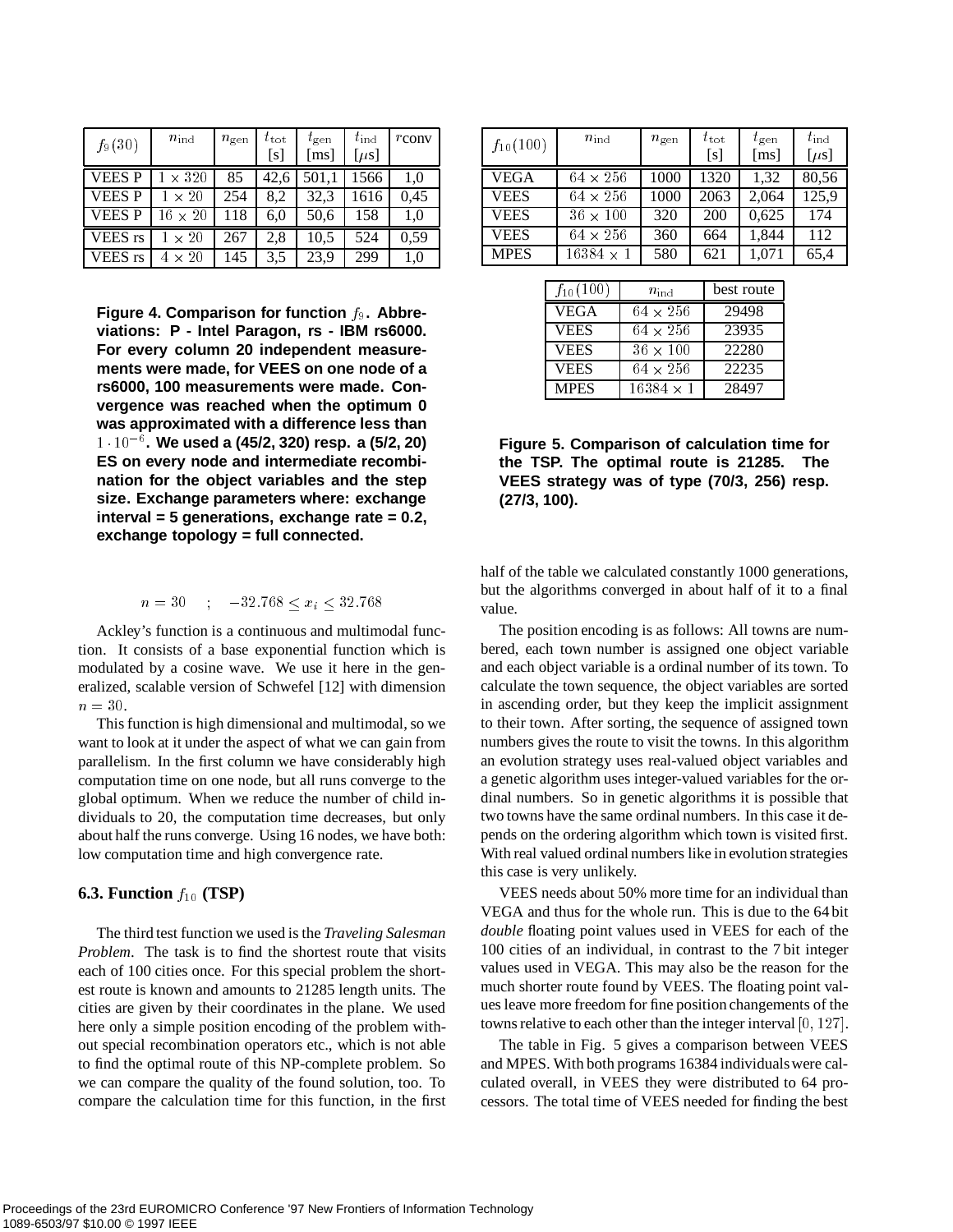| $f_9(30)$ | $n_{\text{ind}}$ | $n_{\text{gen}}$ | $t_{\text{tot}}$ [s] | $t_{\text{gen}}$ [ms] | $t_{\text{ind}}$ [$\mu$s] | $r$conv |
|---|---|---|---|---|---|---|
| VEES P | $1 \times 320$ | 85 | 42,6 | 501,1 | 1566 | 1,0 |
| VEES P | $1 \times 20$ | 254 | 8,2 | 32,3 | 1616 | 0,45 |
| VEES P | $16 \times 20$ | 118 | 6,0 | 50,6 | 158 | 1,0 |
| VEES rs | $1 \times 20$ | 267 | 2,8 | 10,5 | 524 | 0,59 |
| VEES rs | $4 \times 20$ | 145 | 3,5 | 23,9 | 299 | 1,0 |

**Figure 4. Comparison for function $f_9$. Abbreviations: P - Intel Paragon, rs - IBM rs6000. For every column 20 independent measurements were made, for VEES on one node of a rs6000, 100 measurements were made. Convergence was reached when the optimum 0 was approximated with a difference less than $1 \cdot 10^{-6}$. We used a (45/2, 320) resp. a (5/2, 20) ES on every node and intermediate recombination for the object variables and the step size. Exchange parameters where: exchange interval = 5 generations, exchange rate = 0.2, exchange topology = full connected.**

$$n = 30 \quad ; \quad -32.768 \leq x_i \leq 32.768$$

Ackley's function is a continuous and multimodal function. It consists of a base exponential function which is modulated by a cosine wave. We use it here in the generalized, scalable version of Schwefel [12] with dimension $n = 30$.

This function is high dimensional and multimodal, so we want to look at it under the aspect of what we can gain from parallelism. In the first column we have considerably high computation time on one node, but all runs converge to the global optimum. When we reduce the number of child individuals to 20, the computation time decreases, but only about half the runs converge. Using 16 nodes, we have both: low computation time and high convergence rate.

### 6.3. Function $f_{10}$ (TSP)

The third test function we used is the *Traveling Salesman Problem*. The task is to find the shortest route that visits each of 100 cities once. For this special problem the shortest route is known and amounts to 21285 length units. The cities are given by their coordinates in the plane. We used here only a simple position encoding of the problem without special recombination operators etc., which is not able to find the optimal route of this NP-complete problem. So we can compare the quality of the found solution, too. To compare the calculation time for this function, in the first half of the table we calculated constantly 1000 generations, but the algorithms converged in about half of it to a final value.

| $f_{10}(100)$ | $n_{\text{ind}}$ | $n_{\text{gen}}$ | $t_{\text{tot}}$ [s] | $t_{\text{gen}}$ [ms] | $t_{\text{ind}}$ [$\mu$s] |
|---|---|---|---|---|---|
| VEGA | $64 \times 256$ | 1000 | 1320 | 1,32 | 80,56 |
| VEES | $64 \times 256$ | 1000 | 2063 | 2,064 | 125,9 |
| VEES | $36 \times 100$ | 320 | 200 | 0,625 | 174 |
| VEES | $64 \times 256$ | 360 | 664 | 1,844 | 112 |
| MPES | $16384 \times 1$ | 580 | 621 | 1,071 | 65,4 |

| $f_{10}(100)$ | $n_{\text{ind}}$ | best route |
|---|---|---|
| VEGA | $64 \times 256$ | 29498 |
| VEES | $64 \times 256$ | 23935 |
| VEES | $36 \times 100$ | 22280 |
| VEES | $64 \times 256$ | 22235 |
| MPES | $16384 \times 1$ | 28497 |

**Figure 5. Comparison of calculation time for the TSP. The optimal route is 21285. The VEES strategy was of type (70/3, 256) resp. (27/3, 100).**

The position encoding is as follows: All towns are numbered, each town number is assigned one object variable and each object variable is a ordinal number of its town. To calculate the town sequence, the object variables are sorted in ascending order, but they keep the implicit assignment to their town. After sorting, the sequence of assigned town numbers gives the route to visit the towns. In this algorithm an evolution strategy uses real-valued object variables and a genetic algorithm uses integer-valued variables for the ordinal numbers. So in genetic algorithms it is possible that two towns have the same ordinal numbers. In this case it depends on the ordering algorithm which town is visited first. With real valued ordinal numbers like in evolution strategies this case is very unlikely.

VEES needs about 50% more time for an individual than VEGA and thus for the whole run. This is due to the 64 bit *double* floating point values used in VEES for each of the 100 cities of an individual, in contrast to the 7 bit integer values used in VEGA. This may also be the reason for the much shorter route found by VEES. The floating point values leave more freedom for fine position changements of the towns relative to each other than the integer interval $[0, 127]$.

The table in Fig. 5 gives a comparison between VEES and MPES. With both programs 16384 individuals were calculated overall, in VEES they were distributed to 64 processors. The total time of VEES needed for finding the best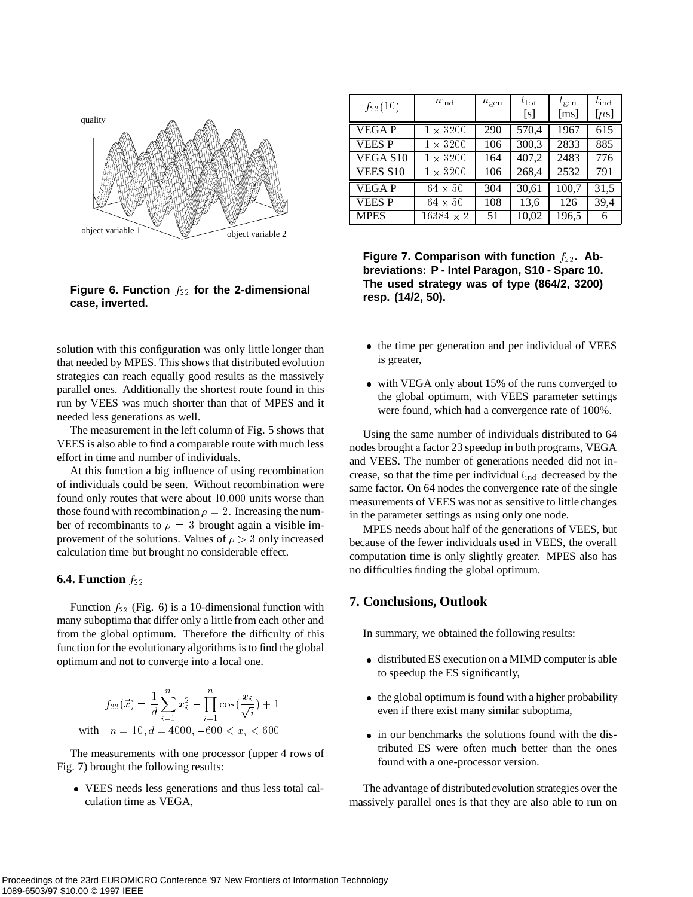Figure 6. Function $f_{22}$ for the 2-dimensional case, inverted.

| $f_{22}(10)$ | $n_{\text{ind}}$ | $n_{\text{gen}}$ | $t_{\text{tot}}$ [s] | $t_{\text{gen}}$ [ms] | $t_{\text{ind}}$ [$\mu$s] |
|---|---|---|---|---|---|
| VEGA P | $1 \times 3200$ | 290 | 570,4 | 1967 | 615 |
| VEES P | $1 \times 3200$ | 106 | 300,3 | 2833 | 885 |
| VEGA S10 | $1 \times 3200$ | 164 | 407,2 | 2483 | 776 |
| VEES S10 | $1 \times 3200$ | 106 | 268,4 | 2532 | 791 |
| VEGA P | $64 \times 50$ | 304 | 30,61 | 100,7 | 31,5 |
| VEES P | $64 \times 50$ | 108 | 13,6 | 126 | 39,4 |
| MPES | $16384 \times 2$ | 51 | 10,02 | 196,5 | 6 |

**Figure 7. Comparison with function $f_{22}$. Abbreviations: P - Intel Paragon, S10 - Sparc 10. The used strategy was of type (864/2, 3200) resp. (14/2, 50).**

solution with this configuration was only little longer than that needed by MPES. This shows that distributed evolution strategies can reach equally good results as the massively parallel ones. Additionally the shortest route found in this run by VEES was much shorter than that of MPES and it needed less generations as well.

The measurement in the left column of Fig. 5 shows that VEES is also able to find a comparable route with much less effort in time and number of individuals.

At this function a big influence of using recombination of individuals could be seen. Without recombination were found only routes that were about $10.000$ units worse than those found with recombination $\rho = 2$. Increasing the number of recombinants to $\rho = 3$ brought again a visible improvement of the solutions. Values of $\rho > 3$ only increased calculation time but brought no considerable effect.

### 6.4. Function $f_{22}$

Function $f_{22}$ (Fig. 6) is a 10-dimensional function with many suboptima that differ only a little from each other and from the global optimum. Therefore the difficulty of this function for the evolutionary algorithms is to find the global optimum and not to converge into a local one.

$$f_{22}(\vec{x}) = \frac{1}{d}\sum_{i=1}^{n} x_i^2 - \prod_{i=1}^{n}\cos\left(\frac{x_i}{\sqrt{i}}\right) + 1$$

with $\quad n = 10, d = 4000, -600 \leq x_i \leq 600$

The measurements with one processor (upper 4 rows of Fig. 7) brought the following results:

- VEES needs less generations and thus less total calculation time as VEGA,
- the time per generation and per individual of VEES is greater,
- with VEGA only about 15% of the runs converged to the global optimum, with VEES parameter settings were found, which had a convergence rate of 100%.

Using the same number of individuals distributed to 64 nodes brought a factor 23 speedup in both programs, VEGA and VEES. The number of generations needed did not increase, so that the time per individual $t_{\text{ind}}$ decreased by the same factor. On 64 nodes the convergence rate of the single measurements of VEES was not as sensitive to little changes in the parameter settings as using only one node.

MPES needs about half of the generations of VEES, but because of the fewer individuals used in VEES, the overall computation time is only slightly greater. MPES also has no difficulties finding the global optimum.

## 7. Conclusions, Outlook

In summary, we obtained the following results:

- distributed ES execution on a MIMD computer is able to speedup the ES significantly,
- the global optimum is found with a higher probability even if there exist many similar suboptima,
- in our benchmarks the solutions found with the distributed ES were often much better than the ones found with a one-processor version.

The advantage of distributed evolution strategies over the massively parallel ones is that they are also able to run on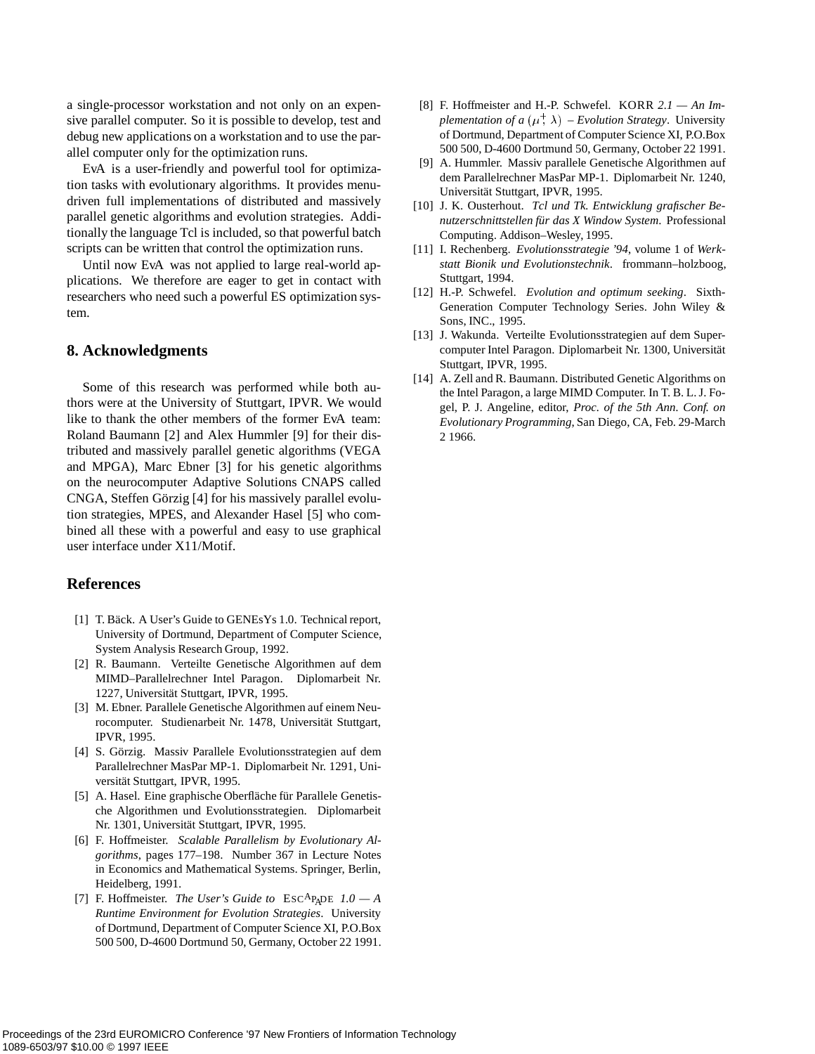a single-processor workstation and not only on an expensive parallel computer. So it is possible to develop, test and debug new applications on a workstation and to use the parallel computer only for the optimization runs.

EvA is a user-friendly and powerful tool for optimization tasks with evolutionary algorithms. It provides menu-driven full implementations of distributed and massively parallel genetic algorithms and evolution strategies. Additionally the language Tcl is included, so that powerful batch scripts can be written that control the optimization runs.

Until now EvA was not applied to large real-world applications. We therefore are eager to get in contact with researchers who need such a powerful ES optimization system.

## 8. Acknowledgments

Some of this research was performed while both authors were at the University of Stuttgart, IPVR. We would like to thank the other members of the former EvA team: Roland Baumann [2] and Alex Hummler [9] for their distributed and massively parallel genetic algorithms (VEGA and MPGA), Marc Ebner [3] for his genetic algorithms on the neurocomputer Adaptive Solutions CNAPS called CNGA, Steffen Görzig [4] for his massively parallel evolution strategies, MPES, and Alexander Hasel [5] who combined all these with a powerful and easy to use graphical user interface under X11/Motif.

## References

[1] T. Bäck. A User's Guide to GENEsYs 1.0. Technical report, University of Dortmund, Department of Computer Science, System Analysis Research Group, 1992.

[2] R. Baumann. Verteilte Genetische Algorithmen auf dem MIMD–Parallelrechner Intel Paragon. Diplomarbeit Nr. 1227, Universität Stuttgart, IPVR, 1995.

[3] M. Ebner. Parallele Genetische Algorithmen auf einem Neurocomputer. Studienarbeit Nr. 1478, Universität Stuttgart, IPVR, 1995.

[4] S. Görzig. Massiv Parallele Evolutionsstrategien auf dem Parallelrechner MasPar MP-1. Diplomarbeit Nr. 1291, Universität Stuttgart, IPVR, 1995.

[5] A. Hasel. Eine graphische Oberfläche für Parallele Genetische Algorithmen und Evolutionsstrategien. Diplomarbeit Nr. 1301, Universität Stuttgart, IPVR, 1995.

[6] F. Hoffmeister. *Scalable Parallelism by Evolutionary Algorithms*, pages 177–198. Number 367 in Lecture Notes in Economics and Mathematical Systems. Springer, Berlin, Heidelberg, 1991.

[7] F. Hoffmeister. *The User's Guide to* ESCAPADE *1.0 — A Runtime Environment for Evolution Strategies*. University of Dortmund, Department of Computer Science XI, P.O.Box 500 500, D-4600 Dortmund 50, Germany, October 22 1991.

[8] F. Hoffmeister and H.-P. Schwefel. KORR *2.1 — An Implementation of a* $(\mu \overset{+}{,} \lambda)$ *– Evolution Strategy*. University of Dortmund, Department of Computer Science XI, P.O.Box 500 500, D-4600 Dortmund 50, Germany, October 22 1991.

[9] A. Hummler. Massiv parallele Genetische Algorithmen auf dem Parallelrechner MasPar MP-1. Diplomarbeit Nr. 1240, Universität Stuttgart, IPVR, 1995.

[10] J. K. Ousterhout. *Tcl und Tk. Entwicklung grafischer Benutzerschnittstellen für das X Window System*. Professional Computing. Addison–Wesley, 1995.

[11] I. Rechenberg. *Evolutionsstrategie '94*, volume 1 of *Werkstatt Bionik und Evolutionstechnik*. frommann–holzboog, Stuttgart, 1994.

[12] H.-P. Schwefel. *Evolution and optimum seeking*. Sixth-Generation Computer Technology Series. John Wiley & Sons, INC., 1995.

[13] J. Wakunda. Verteilte Evolutionsstrategien auf dem Supercomputer Intel Paragon. Diplomarbeit Nr. 1300, Universität Stuttgart, IPVR, 1995.

[14] A. Zell and R. Baumann. Distributed Genetic Algorithms on the Intel Paragon, a large MIMD Computer. In T. B. L. J. Fogel, P. J. Angeline, editor, *Proc. of the 5th Ann. Conf. on Evolutionary Programming*, San Diego, CA, Feb. 29-March 2 1966.